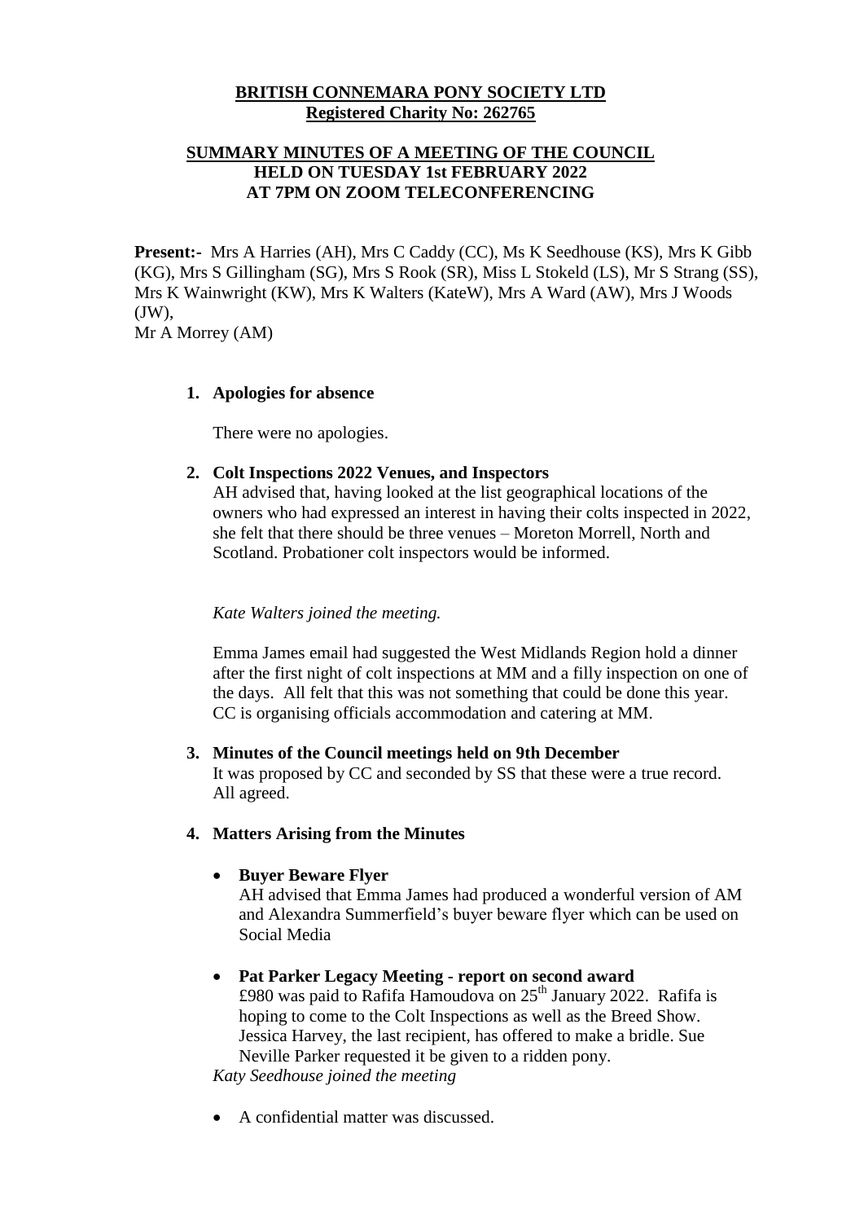**BRITISH CONNEMARA PONY SOCIETY LTD**
**Registered Charity No: 262765**

**SUMMARY MINUTES OF A MEETING OF THE COUNCIL**
**HELD ON TUESDAY 1st FEBRUARY 2022**
**AT 7PM ON ZOOM TELECONFERENCING**

**Present:-** Mrs A Harries (AH), Mrs C Caddy (CC), Ms K Seedhouse (KS), Mrs K Gibb (KG), Mrs S Gillingham (SG), Mrs S Rook (SR), Miss L Stokeld (LS), Mr S Strang (SS), Mrs K Wainwright (KW), Mrs K Walters (KateW), Mrs A Ward (AW), Mrs J Woods (JW),
Mr A Morrey (AM)

1. **Apologies for absence**

   There were no apologies.

2. **Colt Inspections 2022 Venues, and Inspectors**

   AH advised that, having looked at the list geographical locations of the owners who had expressed an interest in having their colts inspected in 2022, she felt that there should be three venues – Moreton Morrell, North and Scotland. Probationer colt inspectors would be informed.

   *Kate Walters joined the meeting.*

   Emma James email had suggested the West Midlands Region hold a dinner after the first night of colt inspections at MM and a filly inspection on one of the days. All felt that this was not something that could be done this year. CC is organising officials accommodation and catering at MM.

3. **Minutes of the Council meetings held on 9th December**

   It was proposed by CC and seconded by SS that these were a true record. All agreed.

4. **Matters Arising from the Minutes**

   - **Buyer Beware Flyer**
     AH advised that Emma James had produced a wonderful version of AM and Alexandra Summerfield's buyer beware flyer which can be used on Social Media

   - **Pat Parker Legacy Meeting - report on second award**
     £980 was paid to Rafifa Hamoudova on 25th January 2022. Rafifa is hoping to come to the Colt Inspections as well as the Breed Show. Jessica Harvey, the last recipient, has offered to make a bridle. Sue Neville Parker requested it be given to a ridden pony.

   *Katy Seedhouse joined the meeting*

   - A confidential matter was discussed.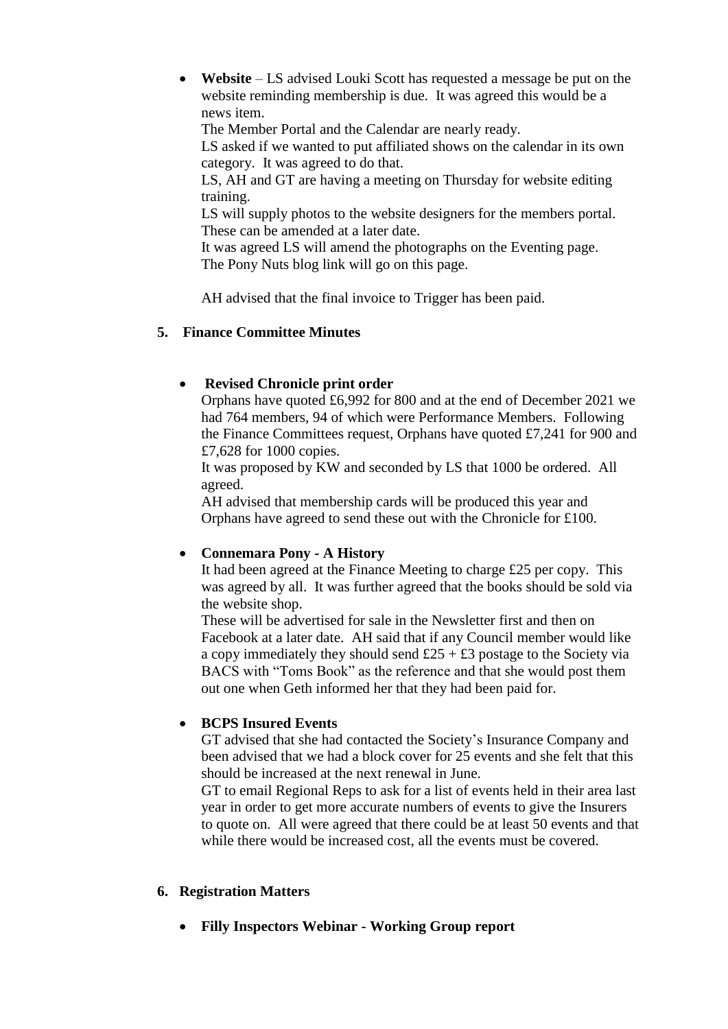- **Website** – LS advised Louki Scott has requested a message be put on the website reminding membership is due. It was agreed this would be a news item.
  The Member Portal and the Calendar are nearly ready.
  LS asked if we wanted to put affiliated shows on the calendar in its own category. It was agreed to do that.
  LS, AH and GT are having a meeting on Thursday for website editing training.
  LS will supply photos to the website designers for the members portal. These can be amended at a later date.
  It was agreed LS will amend the photographs on the Eventing page.
  The Pony Nuts blog link will go on this page.

  AH advised that the final invoice to Trigger has been paid.

**5. Finance Committee Minutes**

- **Revised Chronicle print order**
  Orphans have quoted £6,992 for 800 and at the end of December 2021 we had 764 members, 94 of which were Performance Members. Following the Finance Committees request, Orphans have quoted £7,241 for 900 and £7,628 for 1000 copies.
  It was proposed by KW and seconded by LS that 1000 be ordered. All agreed.
  AH advised that membership cards will be produced this year and Orphans have agreed to send these out with the Chronicle for £100.

- **Connemara Pony - A History**
  It had been agreed at the Finance Meeting to charge £25 per copy. This was agreed by all. It was further agreed that the books should be sold via the website shop.
  These will be advertised for sale in the Newsletter first and then on Facebook at a later date. AH said that if any Council member would like a copy immediately they should send £25 + £3 postage to the Society via BACS with "Toms Book" as the reference and that she would post them out one when Geth informed her that they had been paid for.

- **BCPS Insured Events**
  GT advised that she had contacted the Society's Insurance Company and been advised that we had a block cover for 25 events and she felt that this should be increased at the next renewal in June.
  GT to email Regional Reps to ask for a list of events held in their area last year in order to get more accurate numbers of events to give the Insurers to quote on. All were agreed that there could be at least 50 events and that while there would be increased cost, all the events must be covered.

**6. Registration Matters**

- **Filly Inspectors Webinar - Working Group report**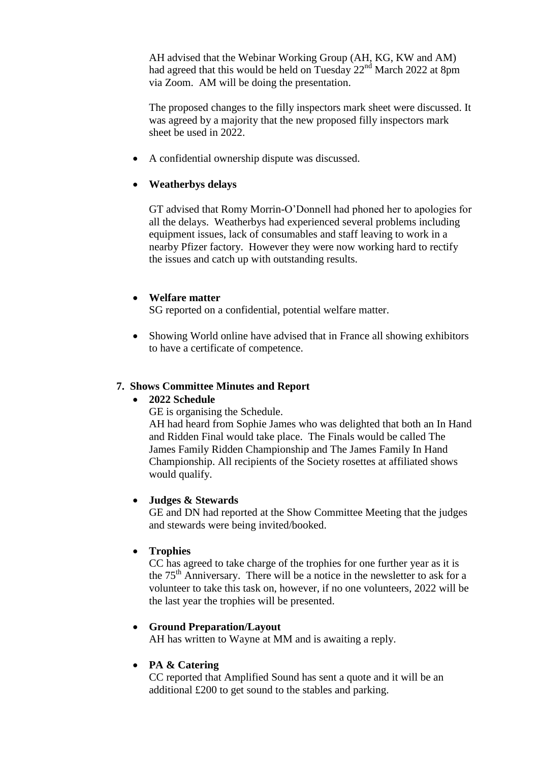AH advised that the Webinar Working Group (AH, KG, KW and AM) had agreed that this would be held on Tuesday 22nd March 2022 at 8pm via Zoom. AM will be doing the presentation.

The proposed changes to the filly inspectors mark sheet were discussed. It was agreed by a majority that the new proposed filly inspectors mark sheet be used in 2022.

- A confidential ownership dispute was discussed.

- **Weatherbys delays**

  GT advised that Romy Morrin-O'Donnell had phoned her to apologies for all the delays. Weatherbys had experienced several problems including equipment issues, lack of consumables and staff leaving to work in a nearby Pfizer factory. However they were now working hard to rectify the issues and catch up with outstanding results.

- **Welfare matter**

  SG reported on a confidential, potential welfare matter.

- Showing World online have advised that in France all showing exhibitors to have a certificate of competence.

## 7. Shows Committee Minutes and Report

- **2022 Schedule**

  GE is organising the Schedule.

  AH had heard from Sophie James who was delighted that both an In Hand and Ridden Final would take place. The Finals would be called The James Family Ridden Championship and The James Family In Hand Championship. All recipients of the Society rosettes at affiliated shows would qualify.

- **Judges & Stewards**

  GE and DN had reported at the Show Committee Meeting that the judges and stewards were being invited/booked.

- **Trophies**

  CC has agreed to take charge of the trophies for one further year as it is the 75th Anniversary. There will be a notice in the newsletter to ask for a volunteer to take this task on, however, if no one volunteers, 2022 will be the last year the trophies will be presented.

- **Ground Preparation/Layout**

  AH has written to Wayne at MM and is awaiting a reply.

- **PA & Catering**

  CC reported that Amplified Sound has sent a quote and it will be an additional £200 to get sound to the stables and parking.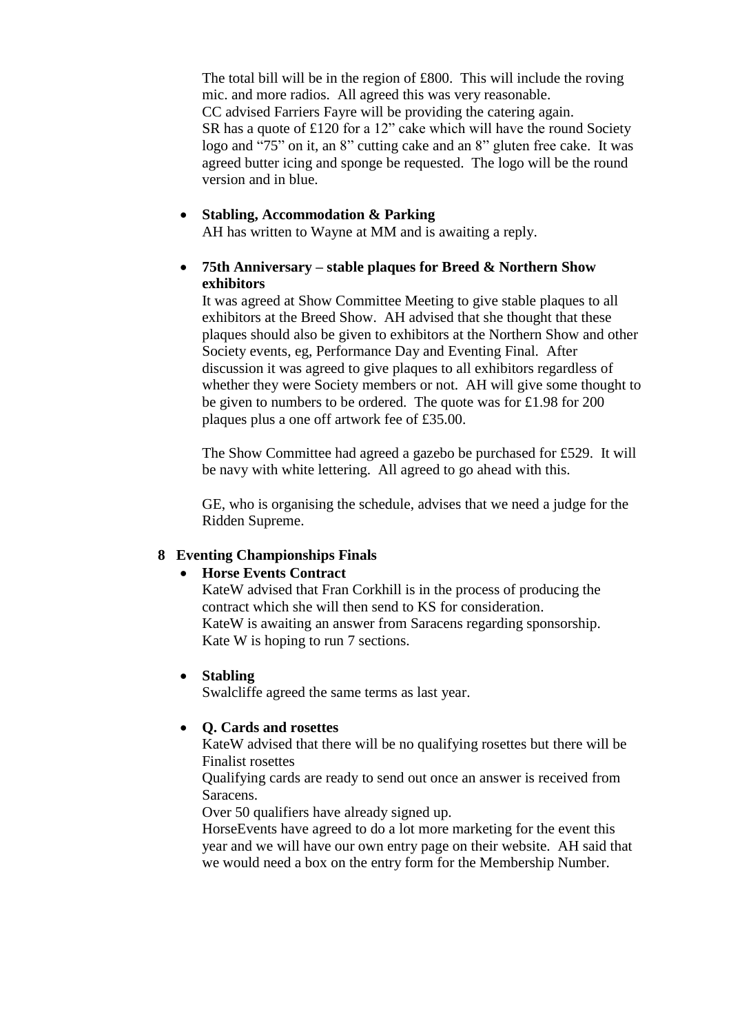The total bill will be in the region of £800. This will include the roving mic. and more radios. All agreed this was very reasonable.
CC advised Farriers Fayre will be providing the catering again.
SR has a quote of £120 for a 12" cake which will have the round Society logo and "75" on it, an 8" cutting cake and an 8" gluten free cake. It was agreed butter icing and sponge be requested. The logo will be the round version and in blue.

- **Stabling, Accommodation & Parking**
  AH has written to Wayne at MM and is awaiting a reply.

- **75th Anniversary – stable plaques for Breed & Northern Show exhibitors**
  It was agreed at Show Committee Meeting to give stable plaques to all exhibitors at the Breed Show. AH advised that she thought that these plaques should also be given to exhibitors at the Northern Show and other Society events, eg, Performance Day and Eventing Final. After discussion it was agreed to give plaques to all exhibitors regardless of whether they were Society members or not. AH will give some thought to be given to numbers to be ordered. The quote was for £1.98 for 200 plaques plus a one off artwork fee of £35.00.

  The Show Committee had agreed a gazebo be purchased for £529. It will be navy with white lettering. All agreed to go ahead with this.

  GE, who is organising the schedule, advises that we need a judge for the Ridden Supreme.

## 8 Eventing Championships Finals

- **Horse Events Contract**
  KateW advised that Fran Corkhill is in the process of producing the contract which she will then send to KS for consideration.
  KateW is awaiting an answer from Saracens regarding sponsorship.
  Kate W is hoping to run 7 sections.

- **Stabling**
  Swalcliffe agreed the same terms as last year.

- **Q. Cards and rosettes**
  KateW advised that there will be no qualifying rosettes but there will be Finalist rosettes
  Qualifying cards are ready to send out once an answer is received from Saracens.
  Over 50 qualifiers have already signed up.
  HorseEvents have agreed to do a lot more marketing for the event this year and we will have our own entry page on their website. AH said that we would need a box on the entry form for the Membership Number.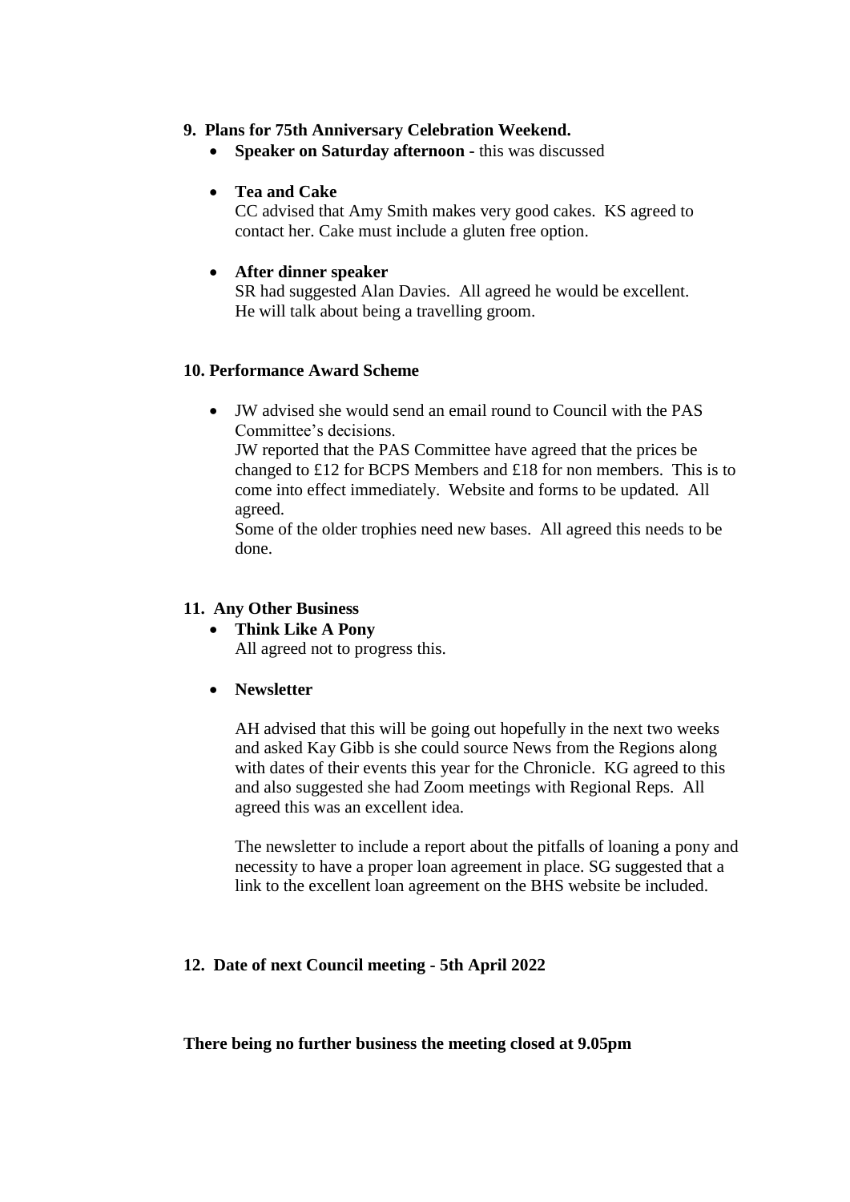**9. Plans for 75th Anniversary Celebration Weekend.**

- **Speaker on Saturday afternoon -** this was discussed

- **Tea and Cake**

  CC advised that Amy Smith makes very good cakes. KS agreed to contact her. Cake must include a gluten free option.

- **After dinner speaker**

  SR had suggested Alan Davies. All agreed he would be excellent. He will talk about being a travelling groom.

**10. Performance Award Scheme**

- JW advised she would send an email round to Council with the PAS Committee's decisions.

  JW reported that the PAS Committee have agreed that the prices be changed to £12 for BCPS Members and £18 for non members. This is to come into effect immediately. Website and forms to be updated. All agreed.

  Some of the older trophies need new bases. All agreed this needs to be done.

**11. Any Other Business**

- **Think Like A Pony**

  All agreed not to progress this.

- **Newsletter**

  AH advised that this will be going out hopefully in the next two weeks and asked Kay Gibb is she could source News from the Regions along with dates of their events this year for the Chronicle. KG agreed to this and also suggested she had Zoom meetings with Regional Reps. All agreed this was an excellent idea.

  The newsletter to include a report about the pitfalls of loaning a pony and necessity to have a proper loan agreement in place. SG suggested that a link to the excellent loan agreement on the BHS website be included.

**12. Date of next Council meeting - 5th April 2022**

**There being no further business the meeting closed at 9.05pm**